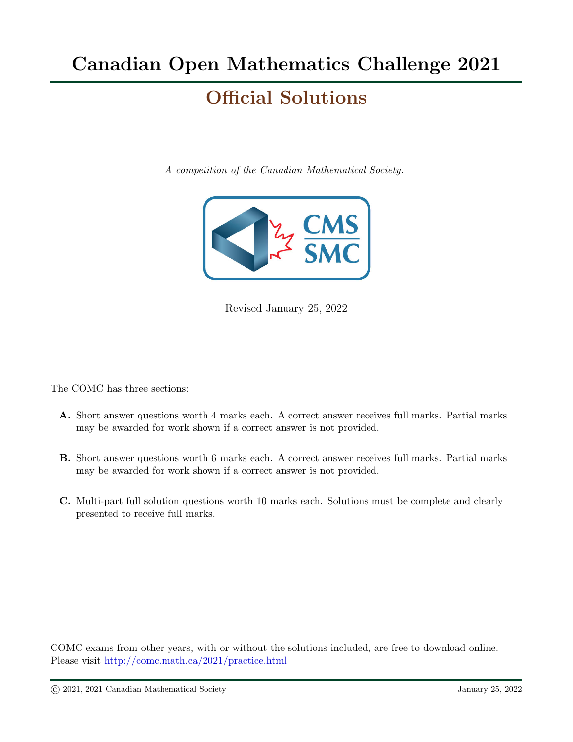# Canadian Open Mathematics Challenge 2021

## Official Solutions

*A competition of the Canadian Mathematical Society.*

Revised January 25, 2022

The COMC has three sections:

**A.** Short answer questions worth 4 marks each. A correct answer receives full marks. Partial marks may be awarded for work shown if a correct answer is not provided.

**B.** Short answer questions worth 6 marks each. A correct answer receives full marks. Partial marks may be awarded for work shown if a correct answer is not provided.

**C.** Multi-part full solution questions worth 10 marks each. Solutions must be complete and clearly presented to receive full marks.

COMC exams from other years, with or without the solutions included, are free to download online. Please visit http://comc.math.ca/2021/practice.html

© 2021, 2021 Canadian Mathematical Society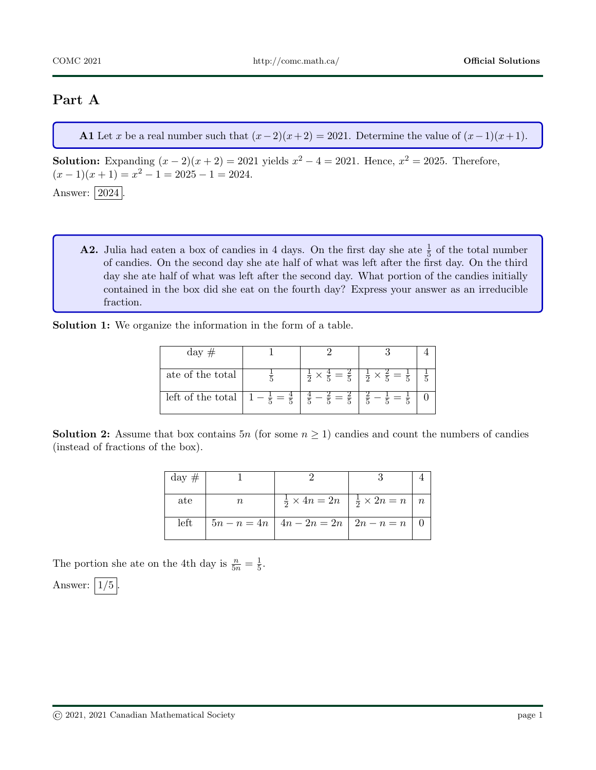## Part A

**A1** Let $x$ be a real number such that $(x-2)(x+2) = 2021$. Determine the value of $(x-1)(x+1)$.

**Solution:** Expanding $(x-2)(x+2) = 2021$ yields $x^2 - 4 = 2021$. Hence, $x^2 = 2025$. Therefore, $(x-1)(x+1) = x^2 - 1 = 2025 - 1 = 2024$.

Answer: $\boxed{2024}$.

**A2.** Julia had eaten a box of candies in 4 days. On the first day she ate $\frac{1}{5}$ of the total number of candies. On the second day she ate half of what was left after the first day. On the third day she ate half of what was left after the second day. What portion of the candies initially contained in the box did she eat on the fourth day? Express your answer as an irreducible fraction.

**Solution 1:** We organize the information in the form of a table.

| day # | 1 | 2 | 3 | 4 |
|---|---|---|---|---|
| ate of the total | $\frac{1}{5}$ | $\frac{1}{2} \times \frac{4}{5} = \frac{2}{5}$ | $\frac{1}{2} \times \frac{2}{5} = \frac{1}{5}$ | $\frac{1}{5}$ |
| left of the total | $1 - \frac{1}{5} = \frac{4}{5}$ | $\frac{4}{5} - \frac{2}{5} = \frac{2}{5}$ | $\frac{2}{5} - \frac{1}{5} = \frac{1}{5}$ | 0 |

**Solution 2:** Assume that box contains $5n$ (for some $n \geq 1$) candies and count the numbers of candies (instead of fractions of the box).

| day # | 1 | 2 | 3 | 4 |
|---|---|---|---|---|
| ate | $n$ | $\frac{1}{2} \times 4n = 2n$ | $\frac{1}{2} \times 2n = n$ | $n$ |
| left | $5n - n = 4n$ | $4n - 2n = 2n$ | $2n - n = n$ | 0 |

The portion she ate on the 4th day is $\frac{n}{5n} = \frac{1}{5}$.

Answer: $\boxed{1/5}$.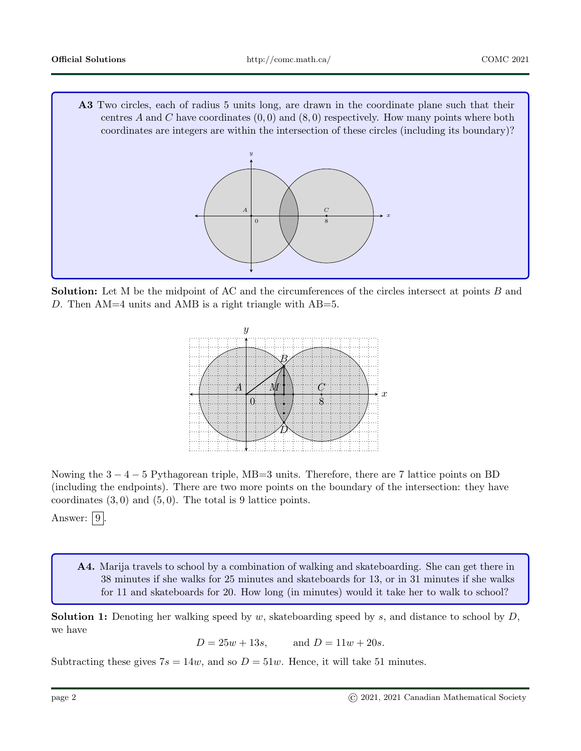**A3** Two circles, each of radius 5 units long, are drawn in the coordinate plane such that their centres $A$ and $C$ have coordinates $(0,0)$ and $(8,0)$ respectively. How many points where both coordinates are integers are within the intersection of these circles (including its boundary)?

**Solution:** Let M be the midpoint of AC and the circumferences of the circles intersect at points $B$ and $D$. Then AM=4 units and AMB is a right triangle with AB=5.

Nowing the $3-4-5$ Pythagorean triple, MB=3 units. Therefore, there are 7 lattice points on BD (including the endpoints). There are two more points on the boundary of the intersection: they have coordinates $(3,0)$ and $(5,0)$. The total is 9 lattice points.

Answer: $\boxed{9}$.

**A4.** Marija travels to school by a combination of walking and skateboarding. She can get there in 38 minutes if she walks for 25 minutes and skateboards for 13, or in 31 minutes if she walks for 11 and skateboards for 20. How long (in minutes) would it take her to walk to school?

**Solution 1:** Denoting her walking speed by $w$, skateboarding speed by $s$, and distance to school by $D$, we have

$$D = 25w + 13s, \qquad \text{and } D = 11w + 20s.$$

Subtracting these gives $7s = 14w$, and so $D = 51w$. Hence, it will take 51 minutes.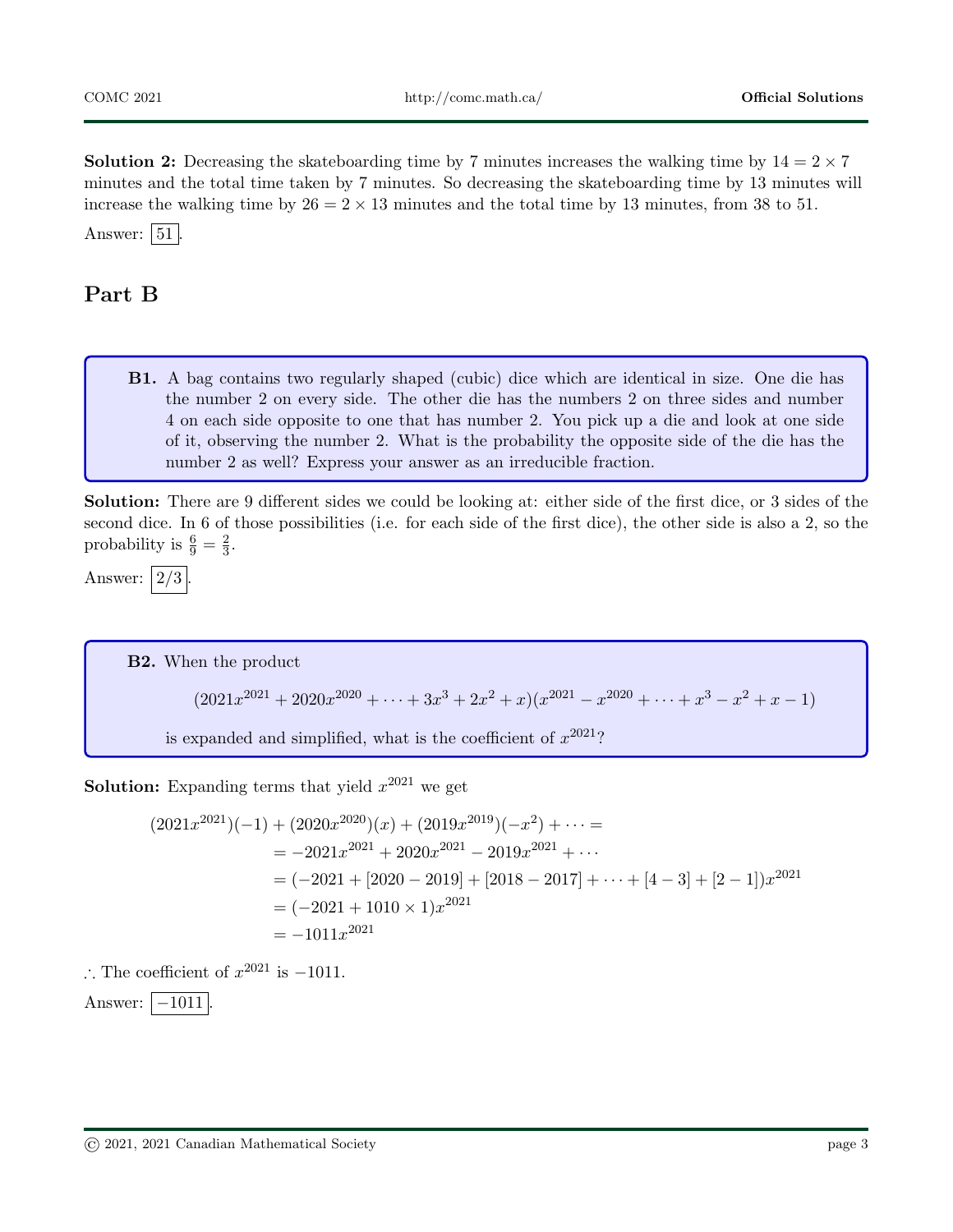**Solution 2:** Decreasing the skateboarding time by 7 minutes increases the walking time by $14 = 2 \times 7$ minutes and the total time taken by 7 minutes. So decreasing the skateboarding time by 13 minutes will increase the walking time by $26 = 2 \times 13$ minutes and the total time by 13 minutes, from 38 to 51.

Answer: $\boxed{51}$.

## Part B

**B1.** A bag contains two regularly shaped (cubic) dice which are identical in size. One die has the number 2 on every side. The other die has the numbers 2 on three sides and number 4 on each side opposite to one that has number 2. You pick up a die and look at one side of it, observing the number 2. What is the probability the opposite side of the die has the number 2 as well? Express your answer as an irreducible fraction.

**Solution:** There are 9 different sides we could be looking at: either side of the first dice, or 3 sides of the second dice. In 6 of those possibilities (i.e. for each side of the first dice), the other side is also a 2, so the probability is $\frac{6}{9} = \frac{2}{3}$.

Answer: $\boxed{2/3}$.

**B2.** When the product

$$(2021x^{2021} + 2020x^{2020} + \cdots + 3x^3 + 2x^2 + x)(x^{2021} - x^{2020} + \cdots + x^3 - x^2 + x - 1)$$

is expanded and simplified, what is the coefficient of $x^{2021}$?

**Solution:** Expanding terms that yield $x^{2021}$ we get

$$\begin{aligned}
(2021x^{2021})(-1) + (2020x^{2020})(x) + (2019x^{2019})(-x^2) + \cdots &= \\
&= -2021x^{2021} + 2020x^{2021} - 2019x^{2021} + \cdots \\
&= (-2021 + [2020 - 2019] + [2018 - 2017] + \cdots + [4-3] + [2-1])x^{2021} \\
&= (-2021 + 1010 \times 1)x^{2021} \\
&= -1011x^{2021}
\end{aligned}$$

$\therefore$ The coefficient of $x^{2021}$ is $-1011$.

Answer: $\boxed{-1011}$.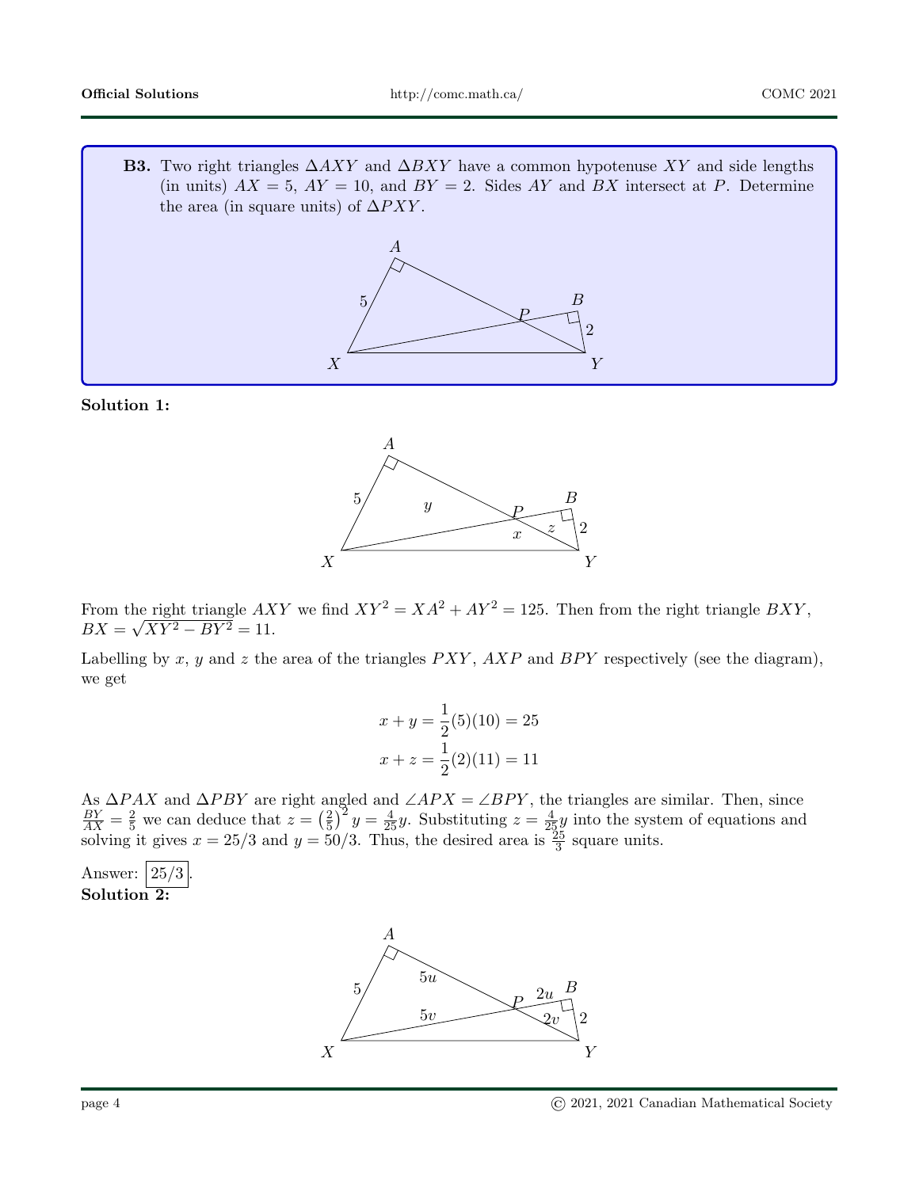**B3.** Two right triangles $\Delta AXY$ and $\Delta BXY$ have a common hypotenuse $XY$ and side lengths (in units) $AX = 5$, $AY = 10$, and $BY = 2$. Sides $AY$ and $BX$ intersect at $P$. Determine the area (in square units) of $\Delta PXY$.

**Solution 1:**

From the right triangle $AXY$ we find $XY^2 = XA^2 + AY^2 = 125$. Then from the right triangle $BXY$, $BX = \sqrt{XY^2 - BY^2} = 11$.

Labelling by $x$, $y$ and $z$ the area of the triangles $PXY$, $AXP$ and $BPY$ respectively (see the diagram), we get

$$x + y = \frac{1}{2}(5)(10) = 25$$
$$x + z = \frac{1}{2}(2)(11) = 11$$

As $\Delta PAX$ and $\Delta PBY$ are right angled and $\angle APX = \angle BPY$, the triangles are similar. Then, since $\frac{BY}{AX} = \frac{2}{5}$ we can deduce that $z = \left(\frac{2}{5}\right)^2 y = \frac{4}{25}y$. Substituting $z = \frac{4}{25}y$ into the system of equations and solving it gives $x = 25/3$ and $y = 50/3$. Thus, the desired area is $\frac{25}{3}$ square units.

Answer: $\boxed{25/3}$.

**Solution 2:**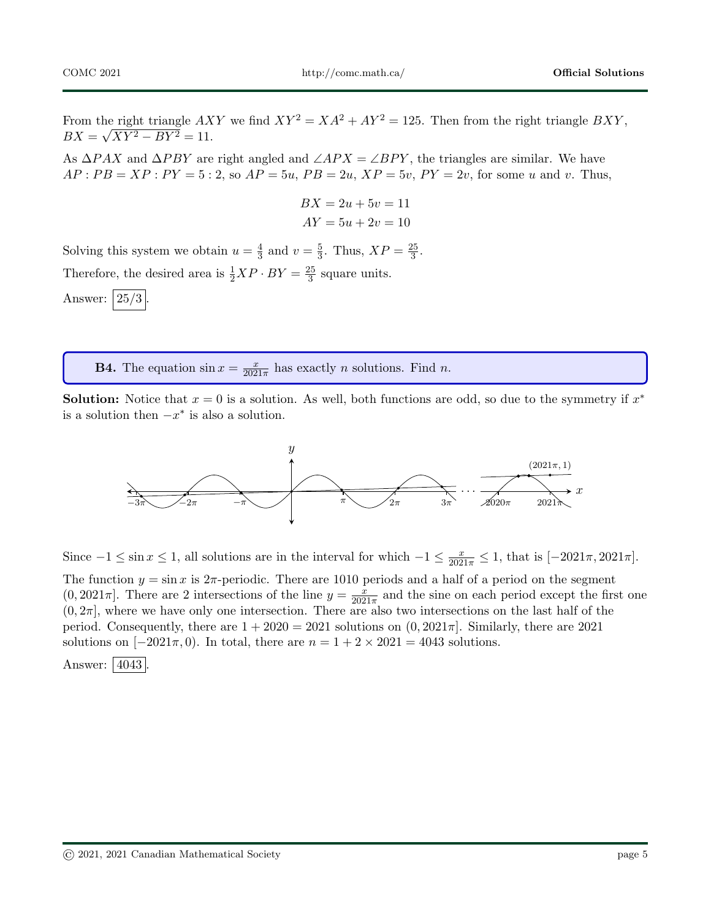From the right triangle $AXY$ we find $XY^2 = XA^2 + AY^2 = 125$. Then from the right triangle $BXY$, $BX = \sqrt{XY^2 - BY^2} = 11$.

As $\Delta PAX$ and $\Delta PBY$ are right angled and $\angle APX = \angle BPY$, the triangles are similar. We have $AP : PB = XP : PY = 5 : 2$, so $AP = 5u$, $PB = 2u$, $XP = 5v$, $PY = 2v$, for some $u$ and $v$. Thus,

$$BX = 2u + 5v = 11$$
$$AY = 5u + 2v = 10$$

Solving this system we obtain $u = \frac{4}{3}$ and $v = \frac{5}{3}$. Thus, $XP = \frac{25}{3}$.

Therefore, the desired area is $\frac{1}{2}XP \cdot BY = \frac{25}{3}$ square units.

Answer: $\boxed{25/3}$.

**B4.** The equation $\sin x = \frac{x}{2021\pi}$ has exactly $n$ solutions. Find $n$.

**Solution:** Notice that $x = 0$ is a solution. As well, both functions are odd, so due to the symmetry if $x^*$ is a solution then $-x^*$ is also a solution.

Since $-1 \le \sin x \le 1$, all solutions are in the interval for which $-1 \le \frac{x}{2021\pi} \le 1$, that is $[-2021\pi, 2021\pi]$.

The function $y = \sin x$ is $2\pi$-periodic. There are 1010 periods and a half of a period on the segment $(0, 2021\pi]$. There are 2 intersections of the line $y = \frac{x}{2021\pi}$ and the sine on each period except the first one $(0, 2\pi]$, where we have only one intersection. There are also two intersections on the last half of the period. Consequently, there are $1 + 2020 = 2021$ solutions on $(0, 2021\pi]$. Similarly, there are 2021 solutions on $[-2021\pi, 0)$. In total, there are $n = 1 + 2 \times 2021 = 4043$ solutions.

Answer: $\boxed{4043}$.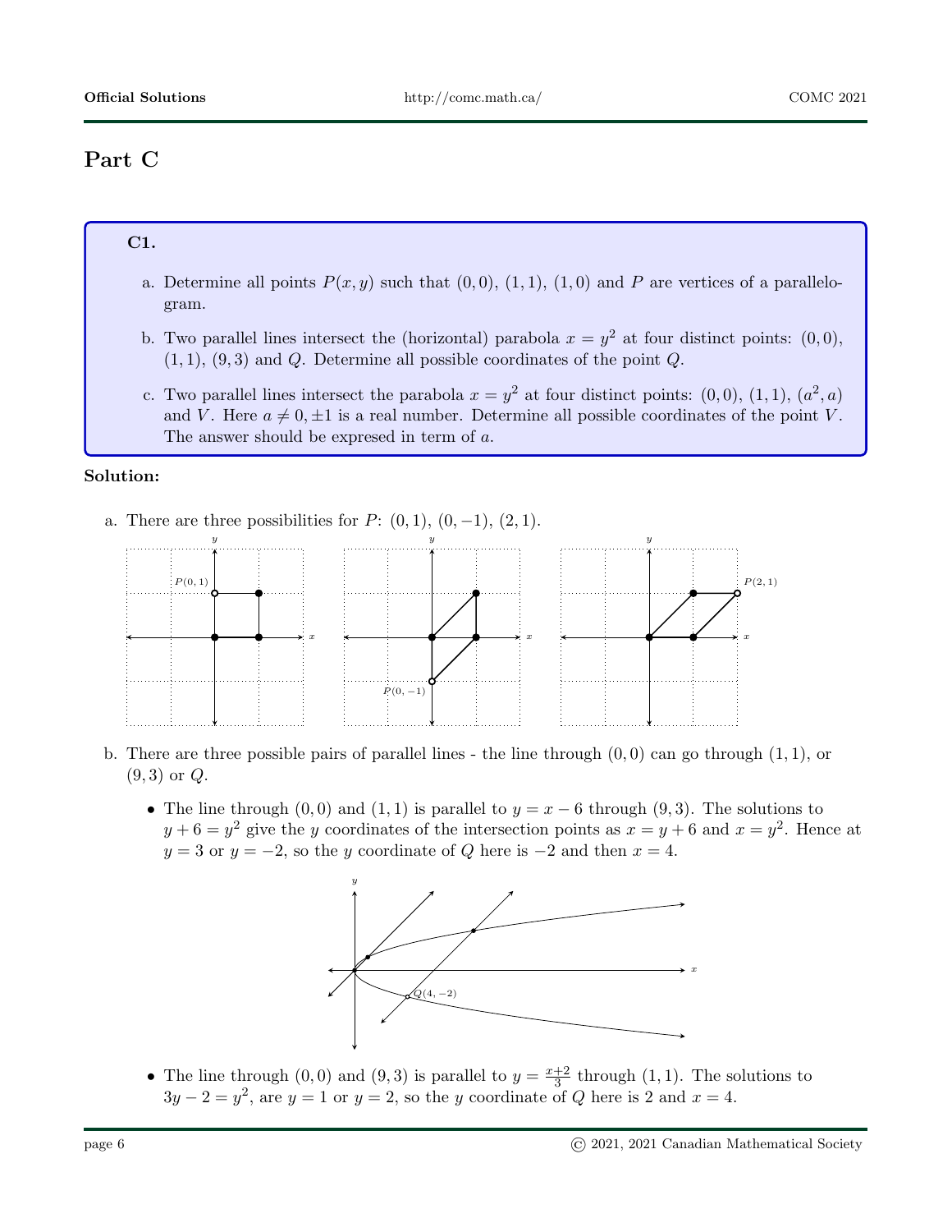## Part C

**C1.**

a. Determine all points $P(x, y)$ such that $(0, 0)$, $(1, 1)$, $(1, 0)$ and $P$ are vertices of a parallelogram.

b. Two parallel lines intersect the (horizontal) parabola $x = y^2$ at four distinct points: $(0, 0)$, $(1, 1)$, $(9, 3)$ and $Q$. Determine all possible coordinates of the point $Q$.

c. Two parallel lines intersect the parabola $x = y^2$ at four distinct points: $(0, 0)$, $(1, 1)$, $(a^2, a)$ and $V$. Here $a \neq 0, \pm 1$ is a real number. Determine all possible coordinates of the point $V$. The answer should be expresed in term of $a$.

**Solution:**

a. There are three possibilities for $P$: $(0, 1)$, $(0, -1)$, $(2, 1)$.

b. There are three possible pairs of parallel lines - the line through $(0, 0)$ can go through $(1, 1)$, or $(9, 3)$ or $Q$.

- The line through $(0, 0)$ and $(1, 1)$ is parallel to $y = x - 6$ through $(9, 3)$. The solutions to $y + 6 = y^2$ give the $y$ coordinates of the intersection points as $x = y + 6$ and $x = y^2$. Hence at $y = 3$ or $y = -2$, so the $y$ coordinate of $Q$ here is $-2$ and then $x = 4$.

- The line through $(0, 0)$ and $(9, 3)$ is parallel to $y = \frac{x+2}{3}$ through $(1, 1)$. The solutions to $3y - 2 = y^2$, are $y = 1$ or $y = 2$, so the $y$ coordinate of $Q$ here is 2 and $x = 4$.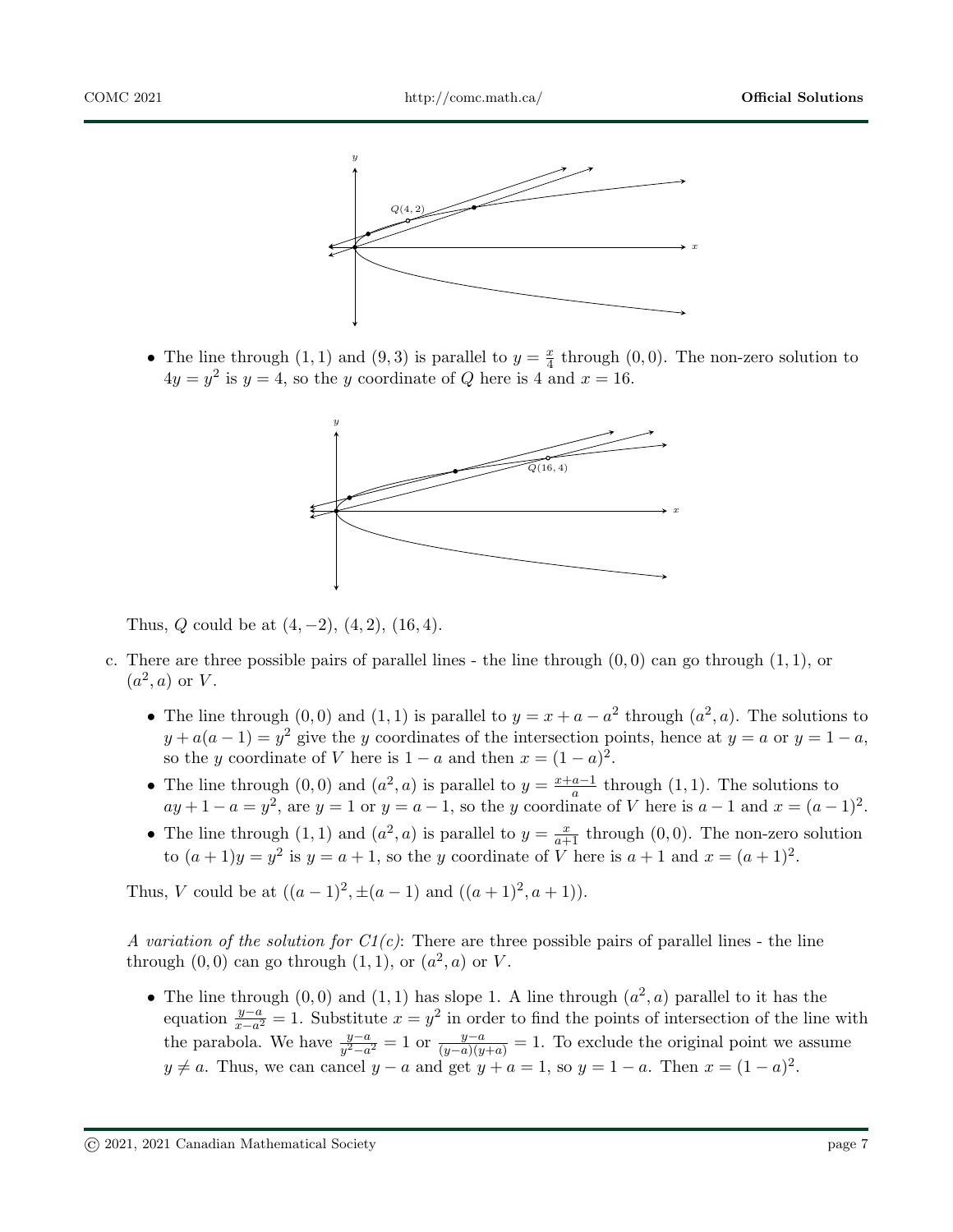- The line through $(1,1)$ and $(9,3)$ is parallel to $y = \frac{x}{4}$ through $(0,0)$. The non-zero solution to $4y = y^2$ is $y = 4$, so the $y$ coordinate of $Q$ here is 4 and $x = 16$.

Thus, $Q$ could be at $(4,-2)$, $(4,2)$, $(16,4)$.

c. There are three possible pairs of parallel lines - the line through $(0,0)$ can go through $(1,1)$, or $(a^2, a)$ or $V$.

- The line through $(0,0)$ and $(1,1)$ is parallel to $y = x + a - a^2$ through $(a^2, a)$. The solutions to $y + a(a-1) = y^2$ give the $y$ coordinates of the intersection points, hence at $y = a$ or $y = 1 - a$, so the $y$ coordinate of $V$ here is $1 - a$ and then $x = (1-a)^2$.
- The line through $(0,0)$ and $(a^2, a)$ is parallel to $y = \frac{x+a-1}{a}$ through $(1,1)$. The solutions to $ay + 1 - a = y^2$, are $y = 1$ or $y = a - 1$, so the $y$ coordinate of $V$ here is $a - 1$ and $x = (a-1)^2$.
- The line through $(1,1)$ and $(a^2, a)$ is parallel to $y = \frac{x}{a+1}$ through $(0,0)$. The non-zero solution to $(a+1)y = y^2$ is $y = a+1$, so the $y$ coordinate of $V$ here is $a+1$ and $x = (a+1)^2$.

Thus, $V$ could be at $((a-1)^2, \pm(a-1)$ and $((a+1)^2, a+1))$.

*A variation of the solution for C1(c)*: There are three possible pairs of parallel lines - the line through $(0,0)$ can go through $(1,1)$, or $(a^2, a)$ or $V$.

- The line through $(0,0)$ and $(1,1)$ has slope 1. A line through $(a^2, a)$ parallel to it has the equation $\frac{y-a}{x-a^2} = 1$. Substitute $x = y^2$ in order to find the points of intersection of the line with the parabola. We have $\frac{y-a}{y^2-a^2} = 1$ or $\frac{y-a}{(y-a)(y+a)} = 1$. To exclude the original point we assume $y \neq a$. Thus, we can cancel $y - a$ and get $y + a = 1$, so $y = 1 - a$. Then $x = (1-a)^2$.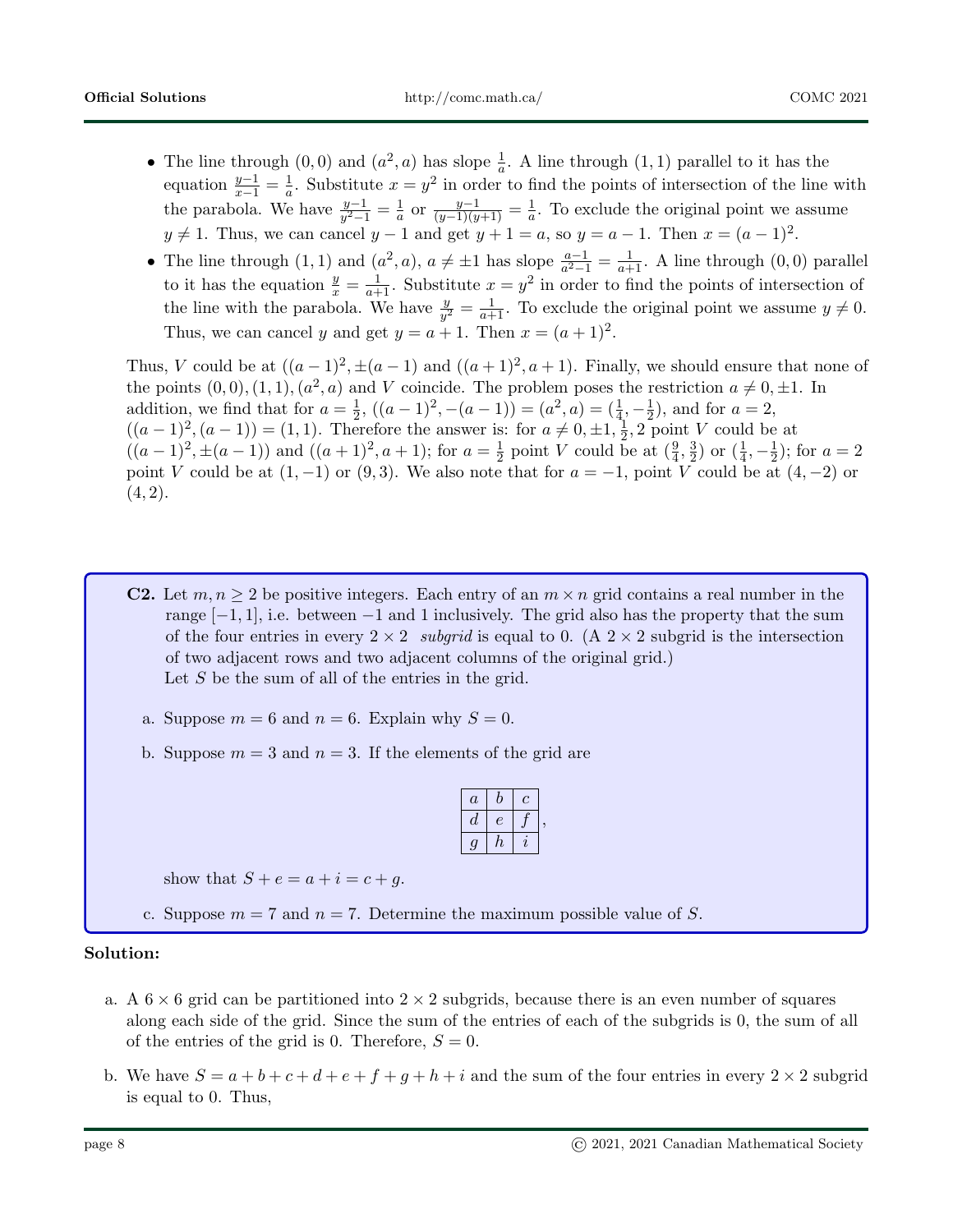- The line through $(0, 0)$ and $(a^2, a)$ has slope $\frac{1}{a}$. A line through $(1, 1)$ parallel to it has the equation $\frac{y-1}{x-1} = \frac{1}{a}$. Substitute $x = y^2$ in order to find the points of intersection of the line with the parabola. We have $\frac{y-1}{y^2-1} = \frac{1}{a}$ or $\frac{y-1}{(y-1)(y+1)} = \frac{1}{a}$. To exclude the original point we assume $y \neq 1$. Thus, we can cancel $y - 1$ and get $y + 1 = a$, so $y = a - 1$. Then $x = (a - 1)^2$.
- The line through $(1, 1)$ and $(a^2, a)$, $a \neq \pm 1$ has slope $\frac{a-1}{a^2-1} = \frac{1}{a+1}$. A line through $(0, 0)$ parallel to it has the equation $\frac{y}{x} = \frac{1}{a+1}$. Substitute $x = y^2$ in order to find the points of intersection of the line with the parabola. We have $\frac{y}{y^2} = \frac{1}{a+1}$. To exclude the original point we assume $y \neq 0$. Thus, we can cancel $y$ and get $y = a + 1$. Then $x = (a + 1)^2$.

Thus, $V$ could be at $((a - 1)^2, \pm(a - 1)$ and $((a + 1)^2, a + 1)$. Finally, we should ensure that none of the points $(0, 0), (1, 1), (a^2, a)$ and $V$ coincide. The problem poses the restriction $a \neq 0, \pm 1$. In addition, we find that for $a = \frac{1}{2}$, $((a - 1)^2, -(a - 1)) = (a^2, a) = (\frac{1}{4}, -\frac{1}{2})$, and for $a = 2$, $((a - 1)^2, (a - 1)) = (1, 1)$. Therefore the answer is: for $a \neq 0, \pm 1, \frac{1}{2}, 2$ point $V$ could be at $((a - 1)^2, \pm(a - 1))$ and $((a + 1)^2, a + 1)$; for $a = \frac{1}{2}$ point $V$ could be at $(\frac{9}{4}, \frac{3}{2})$ or $(\frac{1}{4}, -\frac{1}{2})$; for $a = 2$ point $V$ could be at $(1, -1)$ or $(9, 3)$. We also note that for $a = -1$, point $V$ could be at $(4, -2)$ or $(4, 2)$.

**C2.** Let $m, n \geq 2$ be positive integers. Each entry of an $m \times n$ grid contains a real number in the range $[-1, 1]$, i.e. between $-1$ and $1$ inclusively. The grid also has the property that the sum of the four entries in every $2 \times 2$ *subgrid* is equal to 0. (A $2 \times 2$ subgrid is the intersection of two adjacent rows and two adjacent columns of the original grid.)
Let $S$ be the sum of all of the entries in the grid.

a. Suppose $m = 6$ and $n = 6$. Explain why $S = 0$.

b. Suppose $m = 3$ and $n = 3$. If the elements of the grid are

| | | |
|---|---|---|
| $a$ | $b$ | $c$ |
| $d$ | $e$ | $f$ |
| $g$ | $h$ | $i$ |

show that $S + e = a + i = c + g$.

c. Suppose $m = 7$ and $n = 7$. Determine the maximum possible value of $S$.

**Solution:**

a. A $6 \times 6$ grid can be partitioned into $2 \times 2$ subgrids, because there is an even number of squares along each side of the grid. Since the sum of the entries of each of the subgrids is 0, the sum of all of the entries of the grid is 0. Therefore, $S = 0$.

b. We have $S = a + b + c + d + e + f + g + h + i$ and the sum of the four entries in every $2 \times 2$ subgrid is equal to 0. Thus,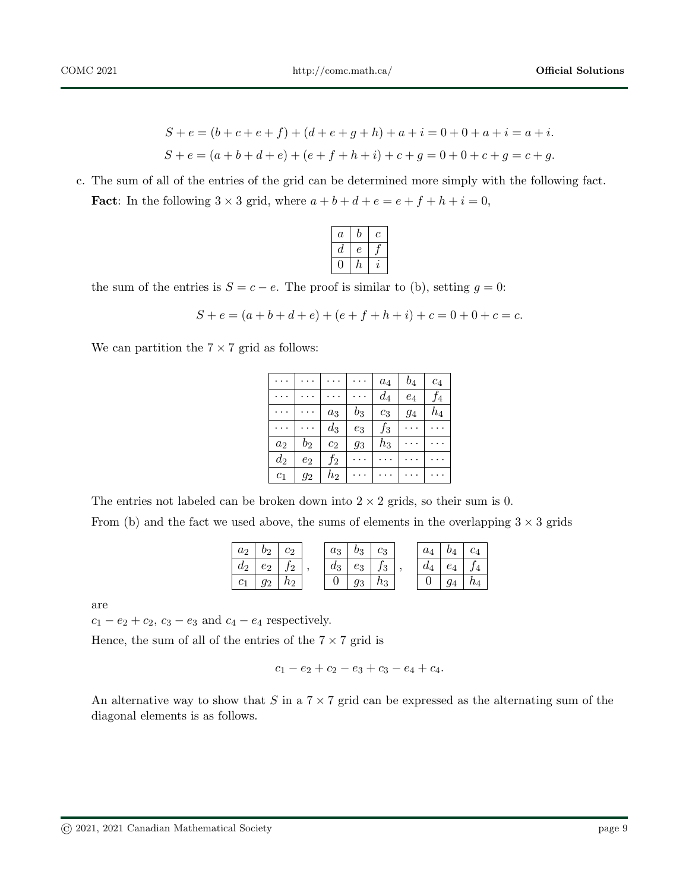$$S + e = (b + c + e + f) + (d + e + g + h) + a + i = 0 + 0 + a + i = a + i.$$

$$S + e = (a + b + d + e) + (e + f + h + i) + c + g = 0 + 0 + c + g = c + g.$$

c. The sum of all of the entries of the grid can be determined more simply with the following fact.

**Fact**: In the following $3 \times 3$ grid, where $a + b + d + e = e + f + h + i = 0$,

| $a$ | $b$ | $c$ |
|---|---|---|
| $d$ | $e$ | $f$ |
| $0$ | $h$ | $i$ |

the sum of the entries is $S = c - e$. The proof is similar to (b), setting $g = 0$:

$$S + e = (a + b + d + e) + (e + f + h + i) + c = 0 + 0 + c = c.$$

We can partition the $7 \times 7$ grid as follows:

| $\cdots$ | $\cdots$ | $\cdots$ | $\cdots$ | $a_4$ | $b_4$ | $c_4$ |
|---|---|---|---|---|---|---|
| $\cdots$ | $\cdots$ | $\cdots$ | $\cdots$ | $d_4$ | $e_4$ | $f_4$ |
| $\cdots$ | $\cdots$ | $a_3$ | $b_3$ | $c_3$ | $g_4$ | $h_4$ |
| $\cdots$ | $\cdots$ | $d_3$ | $e_3$ | $f_3$ | $\cdots$ | $\cdots$ |
| $a_2$ | $b_2$ | $c_2$ | $g_3$ | $h_3$ | $\cdots$ | $\cdots$ |
| $d_2$ | $e_2$ | $f_2$ | $\cdots$ | $\cdots$ | $\cdots$ | $\cdots$ |
| $c_1$ | $g_2$ | $h_2$ | $\cdots$ | $\cdots$ | $\cdots$ | $\cdots$ |

The entries not labeled can be broken down into $2 \times 2$ grids, so their sum is 0.

From (b) and the fact we used above, the sums of elements in the overlapping $3 \times 3$ grids

| $a_2$ | $b_2$ | $c_2$ |
|---|---|---|
| $d_2$ | $e_2$ | $f_2$ |
| $c_1$ | $g_2$ | $h_2$ |

,

| $a_3$ | $b_3$ | $c_3$ |
|---|---|---|
| $d_3$ | $e_3$ | $f_3$ |
| $0$ | $g_3$ | $h_3$ |

,

| $a_4$ | $b_4$ | $c_4$ |
|---|---|---|
| $d_4$ | $e_4$ | $f_4$ |
| $0$ | $g_4$ | $h_4$ |

are

$c_1 - e_2 + c_2$, $c_3 - e_3$ and $c_4 - e_4$ respectively.

Hence, the sum of all of the entries of the $7 \times 7$ grid is

$$c_1 - e_2 + c_2 - e_3 + c_3 - e_4 + c_4.$$

An alternative way to show that $S$ in a $7 \times 7$ grid can be expressed as the alternating sum of the diagonal elements is as follows.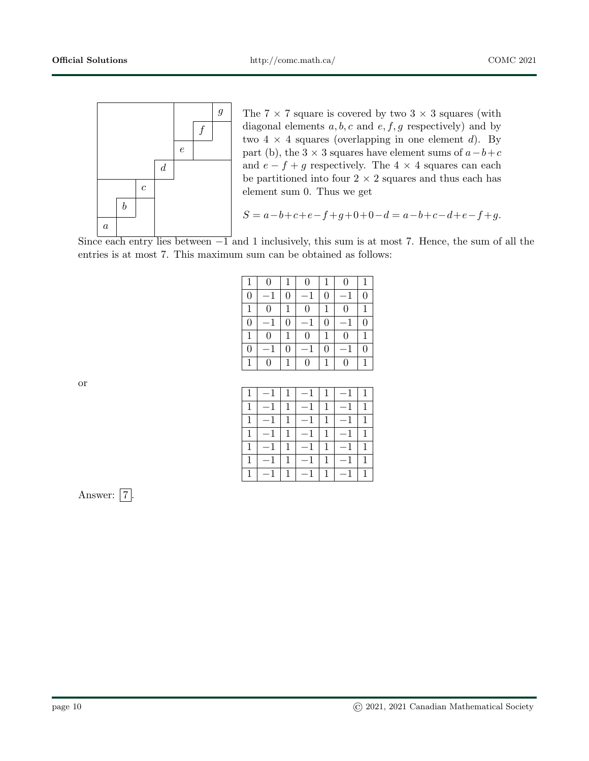The $7 \times 7$ square is covered by two $3 \times 3$ squares (with diagonal elements $a, b, c$ and $e, f, g$ respectively) and by two $4 \times 4$ squares (overlapping in one element $d$). By part (b), the $3 \times 3$ squares have element sums of $a - b + c$ and $e - f + g$ respectively. The $4 \times 4$ squares can each be partitioned into four $2 \times 2$ squares and thus each has element sum 0. Thus we get

$$S = a - b + c + e - f + g + 0 + 0 - d = a - b + c - d + e - f + g.$$

Since each entry lies between $-1$ and 1 inclusively, this sum is at most 7. Hence, the sum of all the entries is at most 7. This maximum sum can be obtained as follows:

| | | | | | | |
|---|---|---|---|---|---|---|
| 1 | 0 | 1 | 0 | 1 | 0 | 1 |
| 0 | $-1$ | 0 | $-1$ | 0 | $-1$ | 0 |
| 1 | 0 | 1 | 0 | 1 | 0 | 1 |
| 0 | $-1$ | 0 | $-1$ | 0 | $-1$ | 0 |
| 1 | 0 | 1 | 0 | 1 | 0 | 1 |
| 0 | $-1$ | 0 | $-1$ | 0 | $-1$ | 0 |
| 1 | 0 | 1 | 0 | 1 | 0 | 1 |

or

| | | | | | | |
|---|---|---|---|---|---|---|
| 1 | $-1$ | 1 | $-1$ | 1 | $-1$ | 1 |
| 1 | $-1$ | 1 | $-1$ | 1 | $-1$ | 1 |
| 1 | $-1$ | 1 | $-1$ | 1 | $-1$ | 1 |
| 1 | $-1$ | 1 | $-1$ | 1 | $-1$ | 1 |
| 1 | $-1$ | 1 | $-1$ | 1 | $-1$ | 1 |
| 1 | $-1$ | 1 | $-1$ | 1 | $-1$ | 1 |
| 1 | $-1$ | 1 | $-1$ | 1 | $-1$ | 1 |

Answer: $\boxed{7}$.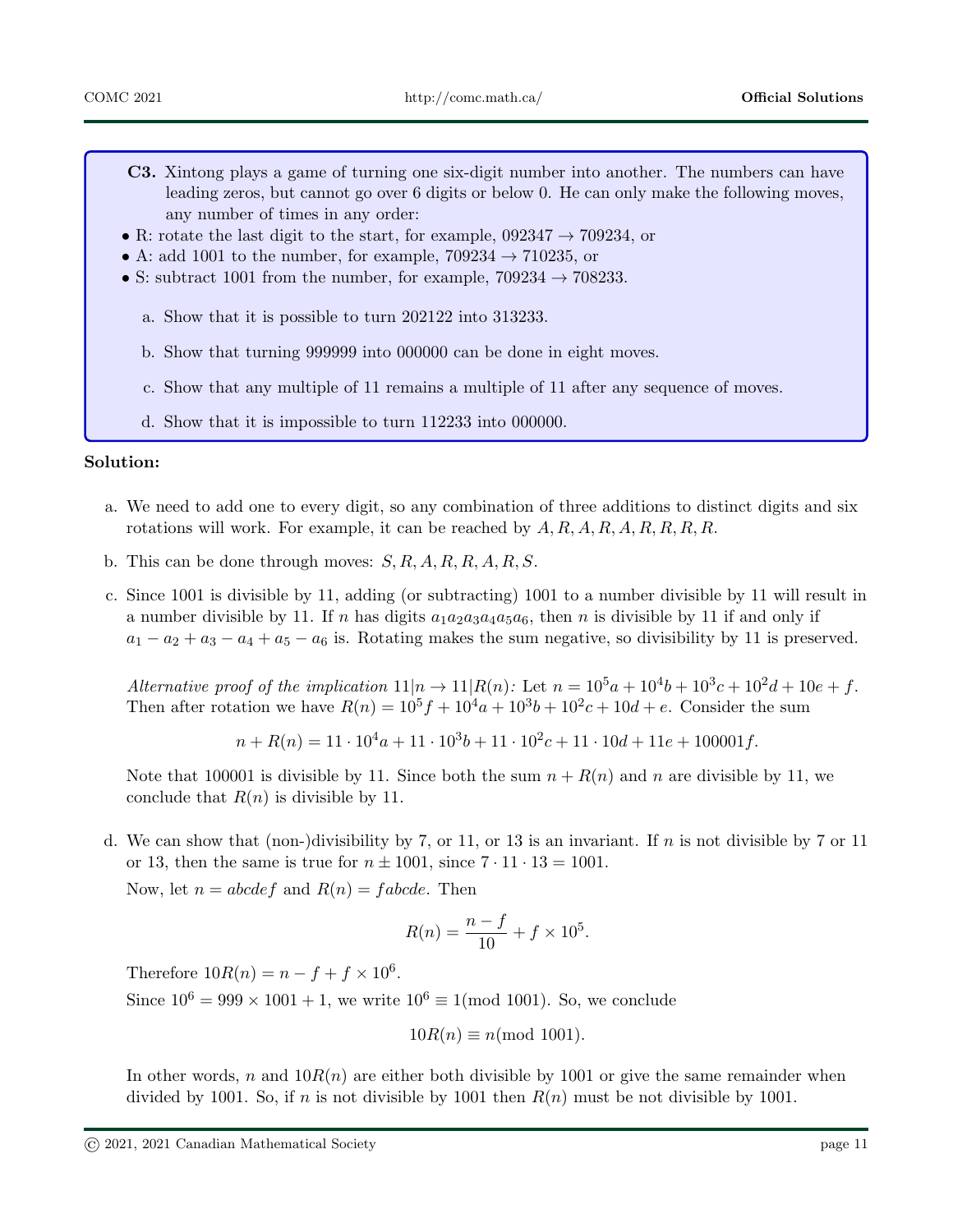**C3.** Xintong plays a game of turning one six-digit number into another. The numbers can have leading zeros, but cannot go over 6 digits or below 0. He can only make the following moves, any number of times in any order:

- R: rotate the last digit to the start, for example, $092347 \to 709234$, or
- A: add 1001 to the number, for example, $709234 \to 710235$, or
- S: subtract 1001 from the number, for example, $709234 \to 708233$.

a. Show that it is possible to turn 202122 into 313233.

b. Show that turning 999999 into 000000 can be done in eight moves.

c. Show that any multiple of 11 remains a multiple of 11 after any sequence of moves.

d. Show that it is impossible to turn 112233 into 000000.

**Solution:**

a. We need to add one to every digit, so any combination of three additions to distinct digits and six rotations will work. For example, it can be reached by $A, R, A, R, A, R, R, R, R$.

b. This can be done through moves: $S, R, A, R, R, A, R, S$.

c. Since 1001 is divisible by 11, adding (or subtracting) 1001 to a number divisible by 11 will result in a number divisible by 11. If $n$ has digits $a_1a_2a_3a_4a_5a_6$, then $n$ is divisible by 11 if and only if $a_1 - a_2 + a_3 - a_4 + a_5 - a_6$ is. Rotating makes the sum negative, so divisibility by 11 is preserved.

   *Alternative proof of the implication* $11|n \to 11|R(n)$*:* Let $n = 10^5a + 10^4b + 10^3c + 10^2d + 10e + f$. Then after rotation we have $R(n) = 10^5f + 10^4a + 10^3b + 10^2c + 10d + e$. Consider the sum

$$n + R(n) = 11 \cdot 10^4a + 11 \cdot 10^3b + 11 \cdot 10^2c + 11 \cdot 10d + 11e + 100001f.$$

   Note that 100001 is divisible by 11. Since both the sum $n + R(n)$ and $n$ are divisible by 11, we conclude that $R(n)$ is divisible by 11.

d. We can show that (non-)divisibility by 7, or 11, or 13 is an invariant. If $n$ is not divisible by 7 or 11 or 13, then the same is true for $n \pm 1001$, since $7 \cdot 11 \cdot 13 = 1001$.

   Now, let $n = abcdef$ and $R(n) = fabcde$. Then

$$R(n) = \frac{n - f}{10} + f \times 10^5.$$

   Therefore $10R(n) = n - f + f \times 10^6$.

   Since $10^6 = 999 \times 1001 + 1$, we write $10^6 \equiv 1 (\text{mod } 1001)$. So, we conclude

$$10R(n) \equiv n (\text{mod } 1001).$$

   In other words, $n$ and $10R(n)$ are either both divisible by 1001 or give the same remainder when divided by 1001. So, if $n$ is not divisible by 1001 then $R(n)$ must be not divisible by 1001.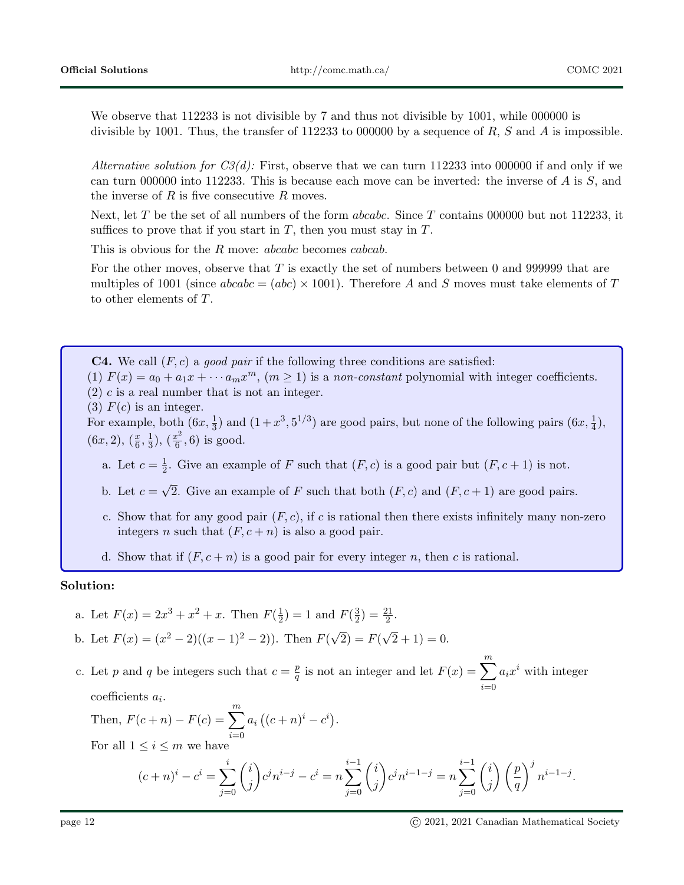We observe that 112233 is not divisible by 7 and thus not divisible by 1001, while 000000 is divisible by 1001. Thus, the transfer of 112233 to 000000 by a sequence of $R$, $S$ and $A$ is impossible.

*Alternative solution for C3(d):* First, observe that we can turn 112233 into 000000 if and only if we can turn 000000 into 112233. This is because each move can be inverted: the inverse of $A$ is $S$, and the inverse of $R$ is five consecutive $R$ moves.

Next, let $T$ be the set of all numbers of the form $abcabc$. Since $T$ contains 000000 but not 112233, it suffices to prove that if you start in $T$, then you must stay in $T$.

This is obvious for the $R$ move: $abcabc$ becomes $cabcab$.

For the other moves, observe that $T$ is exactly the set of numbers between 0 and 999999 that are multiples of 1001 (since $abcabc = (abc) \times 1001$). Therefore $A$ and $S$ moves must take elements of $T$ to other elements of $T$.

**C4.** We call $(F, c)$ a *good pair* if the following three conditions are satisfied:
(1) $F(x) = a_0 + a_1 x + \cdots a_m x^m$, $(m \geq 1)$ is a *non-constant* polynomial with integer coefficients.
(2) $c$ is a real number that is not an integer.
(3) $F(c)$ is an integer.
For example, both $(6x, \frac{1}{3})$ and $(1 + x^3, 5^{1/3})$ are good pairs, but none of the following pairs $(6x, \frac{1}{4})$, $(6x, 2)$, $(\frac{x}{6}, \frac{1}{3})$, $(\frac{x^2}{6}, 6)$ is good.

a. Let $c = \frac{1}{2}$. Give an example of $F$ such that $(F, c)$ is a good pair but $(F, c+1)$ is not.

b. Let $c = \sqrt{2}$. Give an example of $F$ such that both $(F, c)$ and $(F, c+1)$ are good pairs.

c. Show that for any good pair $(F, c)$, if $c$ is rational then there exists infinitely many non-zero integers $n$ such that $(F, c+n)$ is also a good pair.

d. Show that if $(F, c+n)$ is a good pair for every integer $n$, then $c$ is rational.

**Solution:**

a. Let $F(x) = 2x^3 + x^2 + x$. Then $F(\frac{1}{2}) = 1$ and $F(\frac{3}{2}) = \frac{21}{2}$.

b. Let $F(x) = (x^2 - 2)((x-1)^2 - 2))$. Then $F(\sqrt{2}) = F(\sqrt{2} + 1) = 0$.

c. Let $p$ and $q$ be integers such that $c = \frac{p}{q}$ is not an integer and let $F(x) = \sum_{i=0}^{m} a_i x^i$ with integer coefficients $a_i$.

   Then, $F(c+n) - F(c) = \sum_{i=0}^{m} a_i \left((c+n)^i - c^i\right)$.

   For all $1 \leq i \leq m$ we have

$$(c+n)^i - c^i = \sum_{j=0}^{i} \binom{i}{j} c^j n^{i-j} - c^i = n \sum_{j=0}^{i-1} \binom{i}{j} c^j n^{i-1-j} = n \sum_{j=0}^{i-1} \binom{i}{j} \left(\frac{p}{q}\right)^j n^{i-1-j}.$$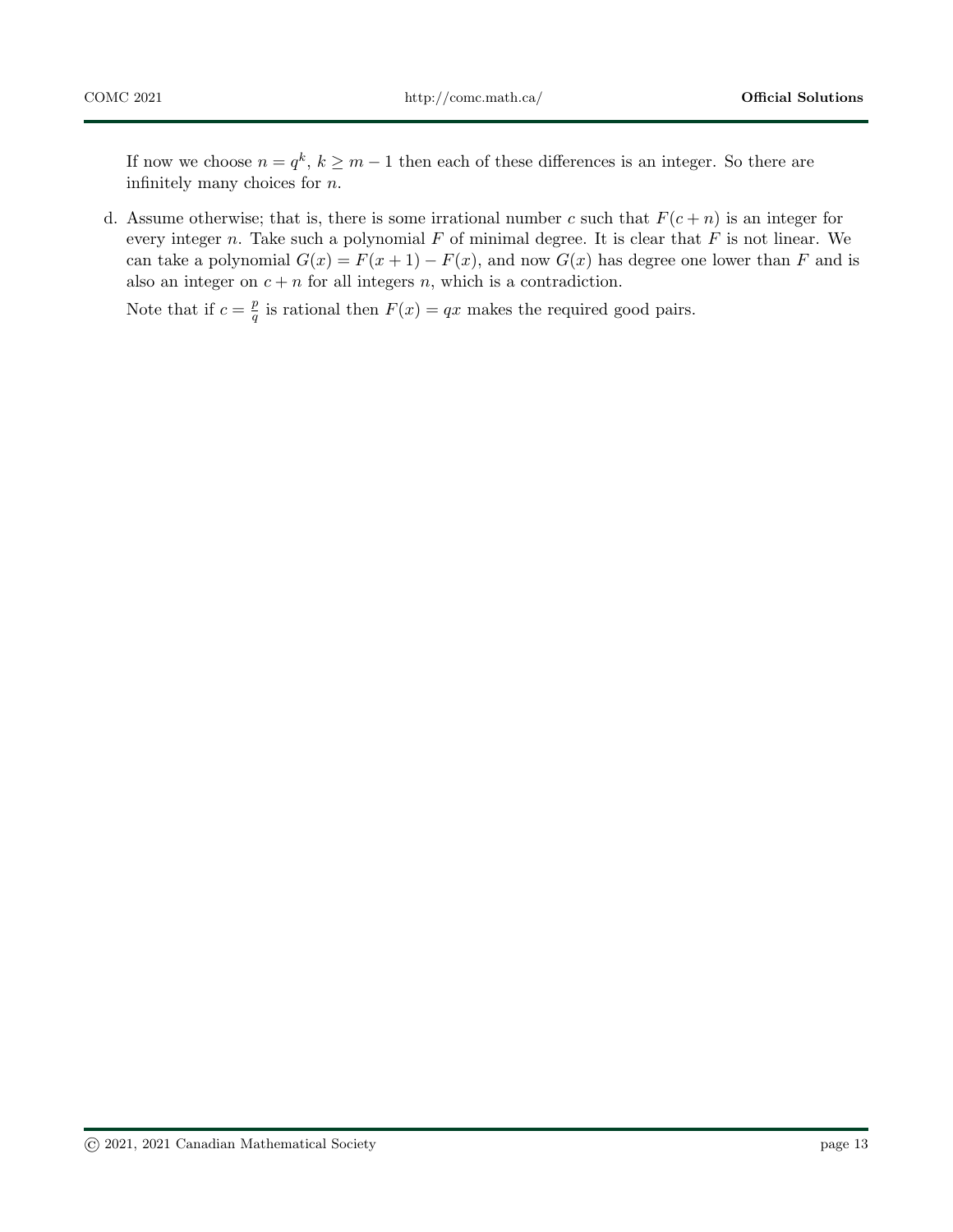If now we choose $n = q^k$, $k \geq m - 1$ then each of these differences is an integer. So there are infinitely many choices for $n$.

d. Assume otherwise; that is, there is some irrational number $c$ such that $F(c + n)$ is an integer for every integer $n$. Take such a polynomial $F$ of minimal degree. It is clear that $F$ is not linear. We can take a polynomial $G(x) = F(x + 1) - F(x)$, and now $G(x)$ has degree one lower than $F$ and is also an integer on $c + n$ for all integers $n$, which is a contradiction.

   Note that if $c = \frac{p}{q}$ is rational then $F(x) = qx$ makes the required good pairs.